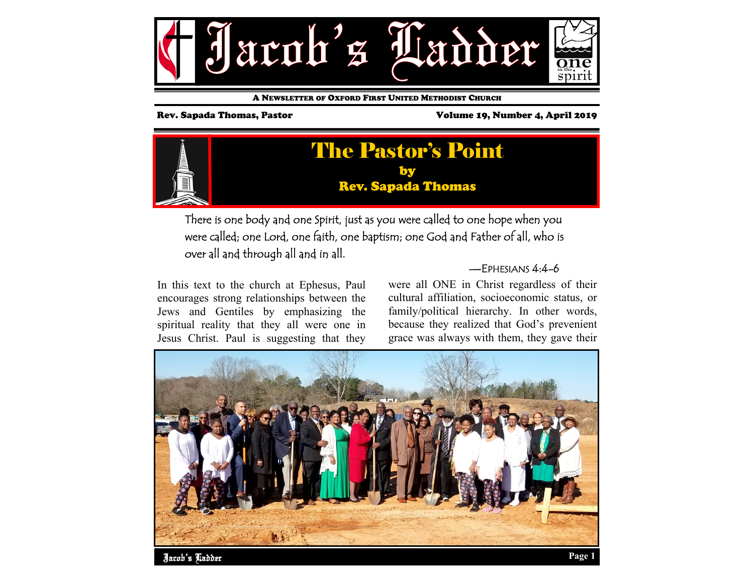# Jacob's Ladder

A NEWSLETTER OF OXFORD FIRST UNITED METHODIST CHURCH

**Rev. Sapada Thomas, Pastor** — **Volume 19, Number 4, April 2019**

## The Pastor's Point

**by**

**Rev. Sapada Thomas**

> There is one body and one Spirit, just as you were called to one hope when you were called; one Lord, one faith, one baptism; one God and Father of all, who is over all and through all and in all.
>
> —EPHESIANS 4:4-6

In this text to the church at Ephesus, Paul encourages strong relationships between the Jews and Gentiles by emphasizing the spiritual reality that they all were one in Jesus Christ. Paul is suggesting that they were all ONE in Christ regardless of their cultural affiliation, socioeconomic status, or family/political hierarchy. In other words, because they realized that God's prevenient grace was always with them, they gave their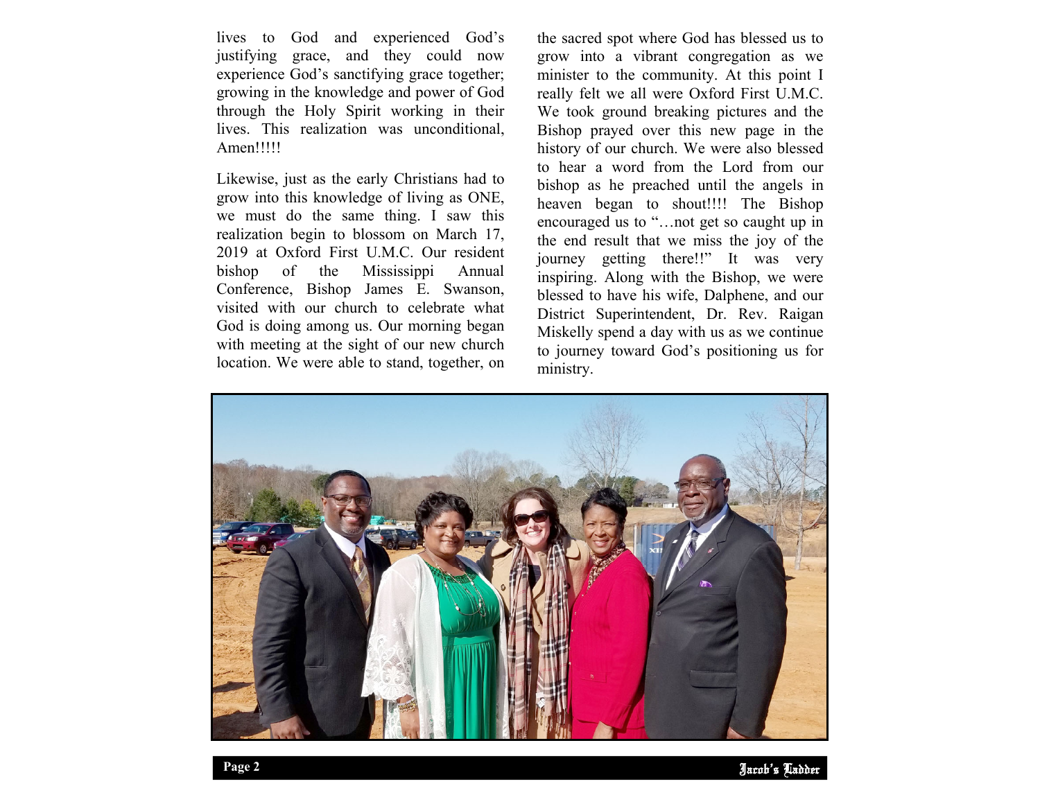lives to God and experienced God's justifying grace, and they could now experience God's sanctifying grace together; growing in the knowledge and power of God through the Holy Spirit working in their lives. This realization was unconditional, Amen!!!!!

Likewise, just as the early Christians had to grow into this knowledge of living as ONE, we must do the same thing. I saw this realization begin to blossom on March 17, 2019 at Oxford First U.M.C. Our resident bishop of the Mississippi Annual Conference, Bishop James E. Swanson, visited with our church to celebrate what God is doing among us. Our morning began with meeting at the sight of our new church location. We were able to stand, together, on the sacred spot where God has blessed us to grow into a vibrant congregation as we minister to the community. At this point I really felt we all were Oxford First U.M.C. We took ground breaking pictures and the Bishop prayed over this new page in the history of our church. We were also blessed to hear a word from the Lord from our bishop as he preached until the angels in heaven began to shout!!!! The Bishop encouraged us to "…not get so caught up in the end result that we miss the joy of the journey getting there!!" It was very inspiring. Along with the Bishop, we were blessed to have his wife, Dalphene, and our District Superintendent, Dr. Rev. Raigan Miskelly spend a day with us as we continue to journey toward God's positioning us for ministry.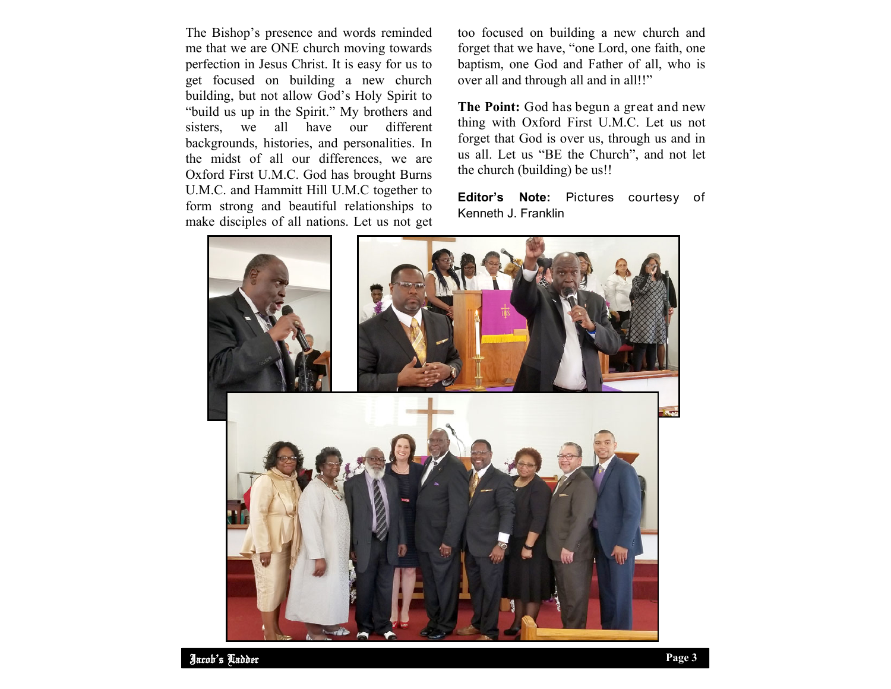The Bishop's presence and words reminded me that we are ONE church moving towards perfection in Jesus Christ. It is easy for us to get focused on building a new church building, but not allow God's Holy Spirit to "build us up in the Spirit." My brothers and sisters, we all have our different backgrounds, histories, and personalities. In the midst of all our differences, we are Oxford First U.M.C. God has brought Burns U.M.C. and Hammitt Hill U.M.C together to form strong and beautiful relationships to make disciples of all nations. Let us not get too focused on building a new church and forget that we have, "one Lord, one faith, one baptism, one God and Father of all, who is over all and through all and in all!!"

**The Point:** God has begun a great and new thing with Oxford First U.M.C. Let us not forget that God is over us, through us and in us all. Let us "BE the Church", and not let the church (building) be us!!

**Editor's Note:** Pictures courtesy of Kenneth J. Franklin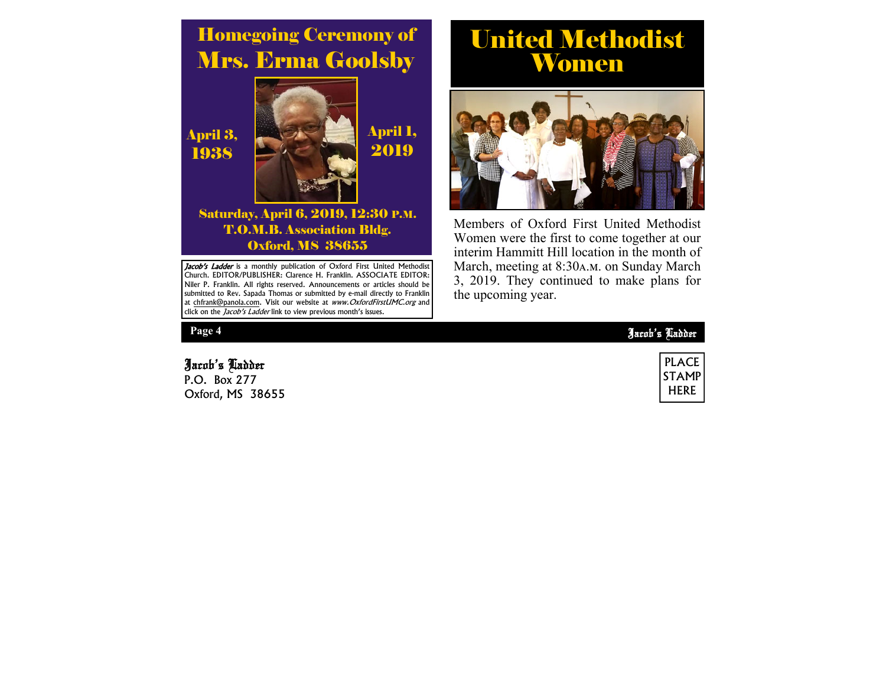## Homegoing Ceremony of Mrs. Erma Goolsby

April 3, 1938

April 1, 2019

**Saturday, April 6, 2019, 12:30 P.M.**
**T.O.M.B. Association Bldg.**
**Oxford, MS 38655**

*Jacob's Ladder* is a monthly publication of Oxford First United Methodist Church. EDITOR/PUBLISHER: Clarence H. Franklin. ASSOCIATE EDITOR: Niler P. Franklin. All rights reserved. Announcements or articles should be submitted to Rev. Sapada Thomas or submitted by e-mail directly to Franklin at chfrank@panola.com. Visit our website at *www.OxfordFirstUMC.org* and click on the *Jacob's Ladder* link to view previous month's issues.

# United Methodist Women

Members of Oxford First United Methodist Women were the first to come together at our interim Hammitt Hill location in the month of March, meeting at 8:30A.M. on Sunday March 3, 2019. They continued to make plans for the upcoming year.

Jacob's Ladder
P.O. Box 277
Oxford, MS 38655

PLACE
STAMP
HERE